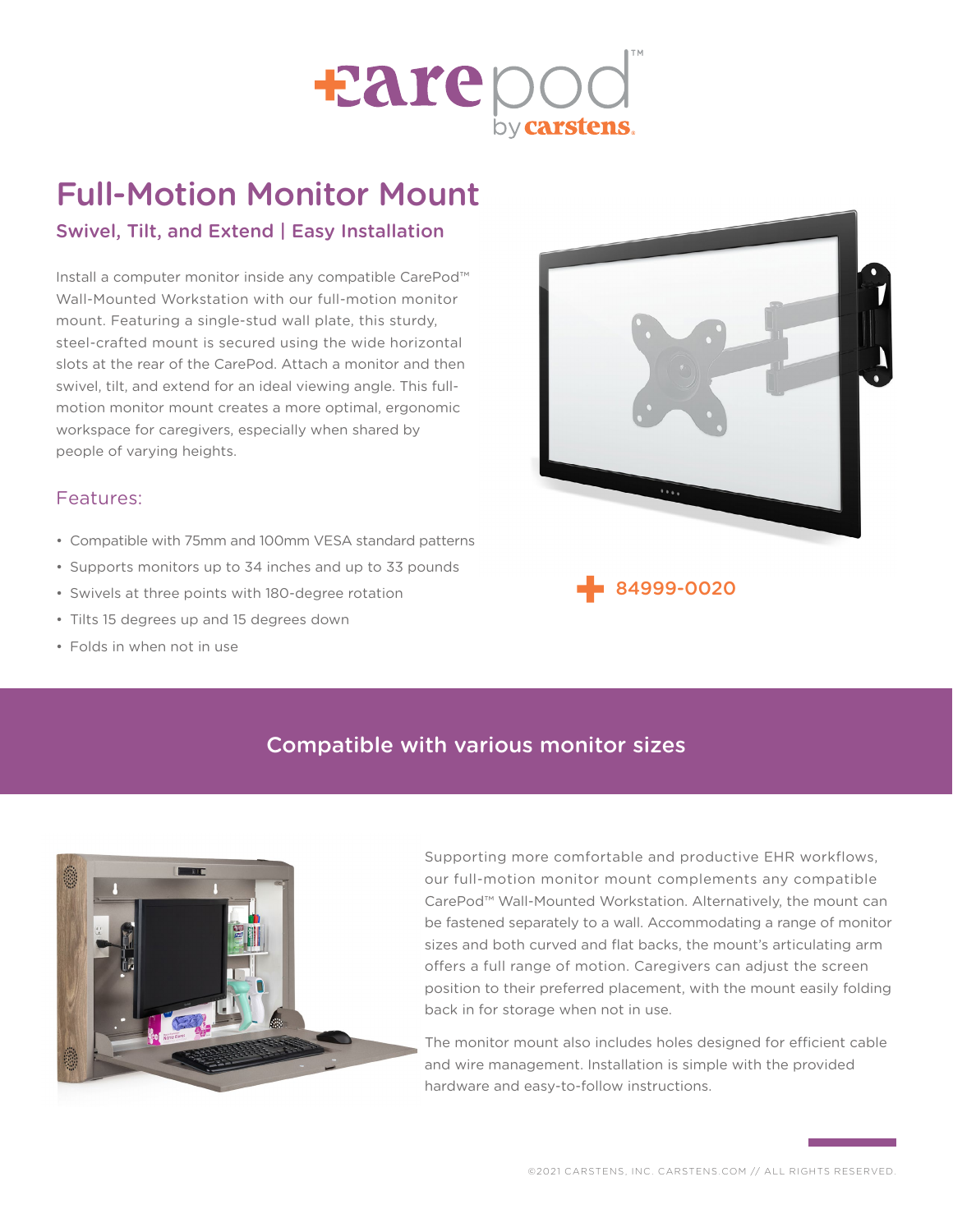# Full-Motion Monitor Mount

## Swivel, Tilt, and Extend | Easy Installation

Install a computer monitor inside any compatible CarePod™ Wall-Mounted Workstation with our full-motion monitor mount. Featuring a single-stud wall plate, this sturdy, steel-crafted mount is secured using the wide horizontal slots at the rear of the CarePod. Attach a monitor and then swivel, tilt, and extend for an ideal viewing angle. This full-motion monitor mount creates a more optimal, ergonomic workspace for caregivers, especially when shared by people of varying heights.

### Features:

- Compatible with 75mm and 100mm VESA standard patterns
- Supports monitors up to 34 inches and up to 33 pounds
- Swivels at three points with 180-degree rotation
- Tilts 15 degrees up and 15 degrees down
- Folds in when not in use

84999-0020

## Compatible with various monitor sizes

Supporting more comfortable and productive EHR workflows, our full-motion monitor mount complements any compatible CarePod™ Wall-Mounted Workstation. Alternatively, the mount can be fastened separately to a wall. Accommodating a range of monitor sizes and both curved and flat backs, the mount's articulating arm offers a full range of motion. Caregivers can adjust the screen position to their preferred placement, with the mount easily folding back in for storage when not in use.

The monitor mount also includes holes designed for efficient cable and wire management. Installation is simple with the provided hardware and easy-to-follow instructions.

©2021 CARSTENS, INC. CARSTENS.COM // ALL RIGHTS RESERVED.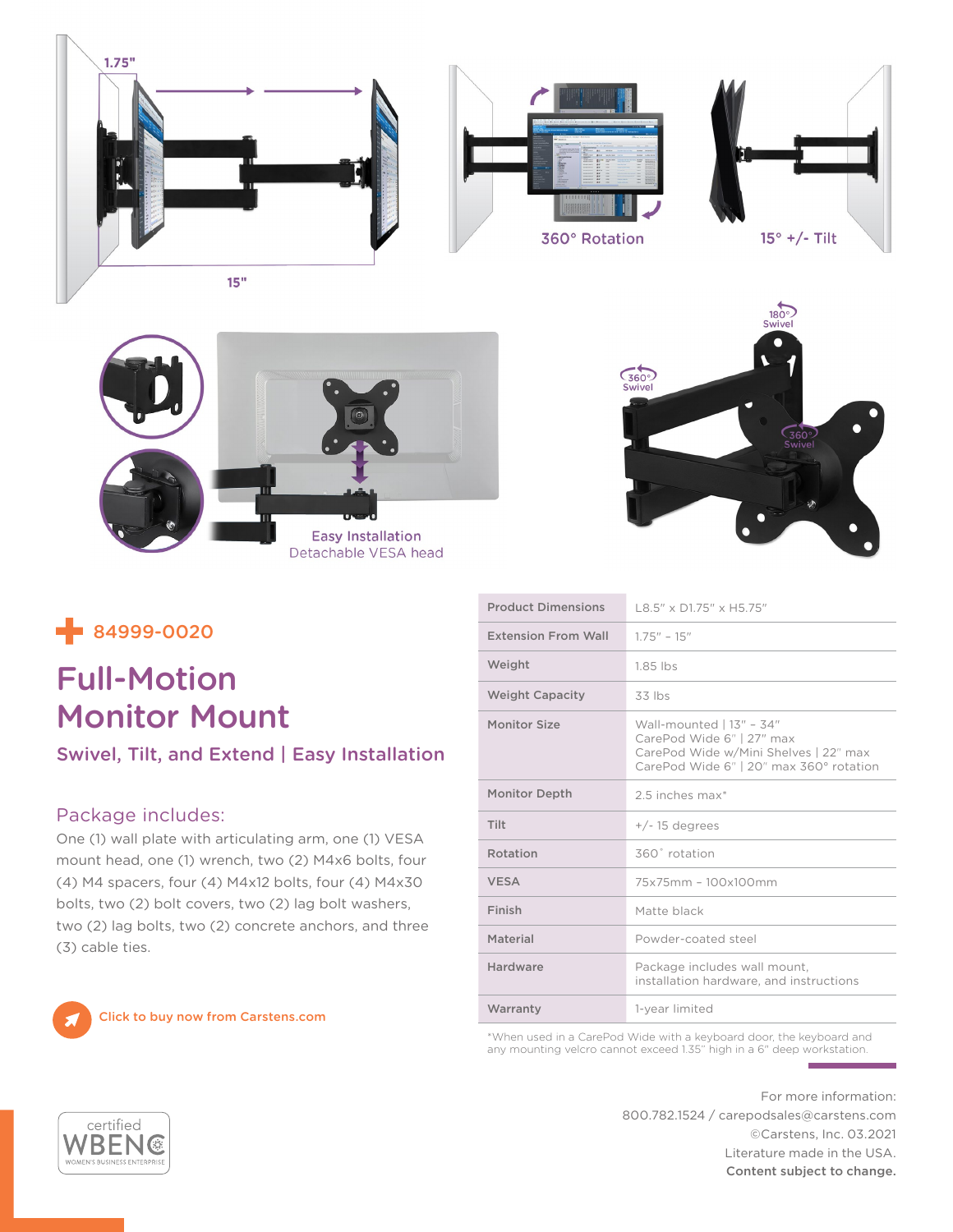1.75"

15"

360° Rotation

15° +/- Tilt

Easy Installation
Detachable VESA head

180° Swivel

360° Swivel

360° Swivel

## 84999-0020

# Full-Motion Monitor Mount

### Swivel, Tilt, and Extend | Easy Installation

## Package includes:

One (1) wall plate with articulating arm, one (1) VESA mount head, one (1) wrench, two (2) M4x6 bolts, four (4) M4 spacers, four (4) M4x12 bolts, four (4) M4x30 bolts, two (2) bolt covers, two (2) lag bolt washers, two (2) lag bolts, two (2) concrete anchors, and three (3) cable ties.

Click to buy now from Carstens.com

| | |
|---|---|
| Product Dimensions | L8.5" x D1.75" x H5.75" |
| Extension From Wall | 1.75" – 15" |
| Weight | 1.85 lbs |
| Weight Capacity | 33 lbs |
| Monitor Size | Wall-mounted \| 13" – 34"<br>CarePod Wide 6" \| 27" max<br>CarePod Wide w/Mini Shelves \| 22" max<br>CarePod Wide 6" \| 20" max 360° rotation |
| Monitor Depth | 2.5 inches max* |
| Tilt | +/- 15 degrees |
| Rotation | 360˚ rotation |
| VESA | 75x75mm – 100x100mm |
| Finish | Matte black |
| Material | Powder-coated steel |
| Hardware | Package includes wall mount, installation hardware, and instructions |
| Warranty | 1-year limited |

*When used in a CarePod Wide with a keyboard door, the keyboard and any mounting velcro cannot exceed 1.35" high in a 6" deep workstation.

certified WBENC WOMEN'S BUSINESS ENTERPRISE

For more information:
800.782.1524 / carepodsales@carstens.com
©Carstens, Inc. 03.2021
Literature made in the USA.
**Content subject to change.**